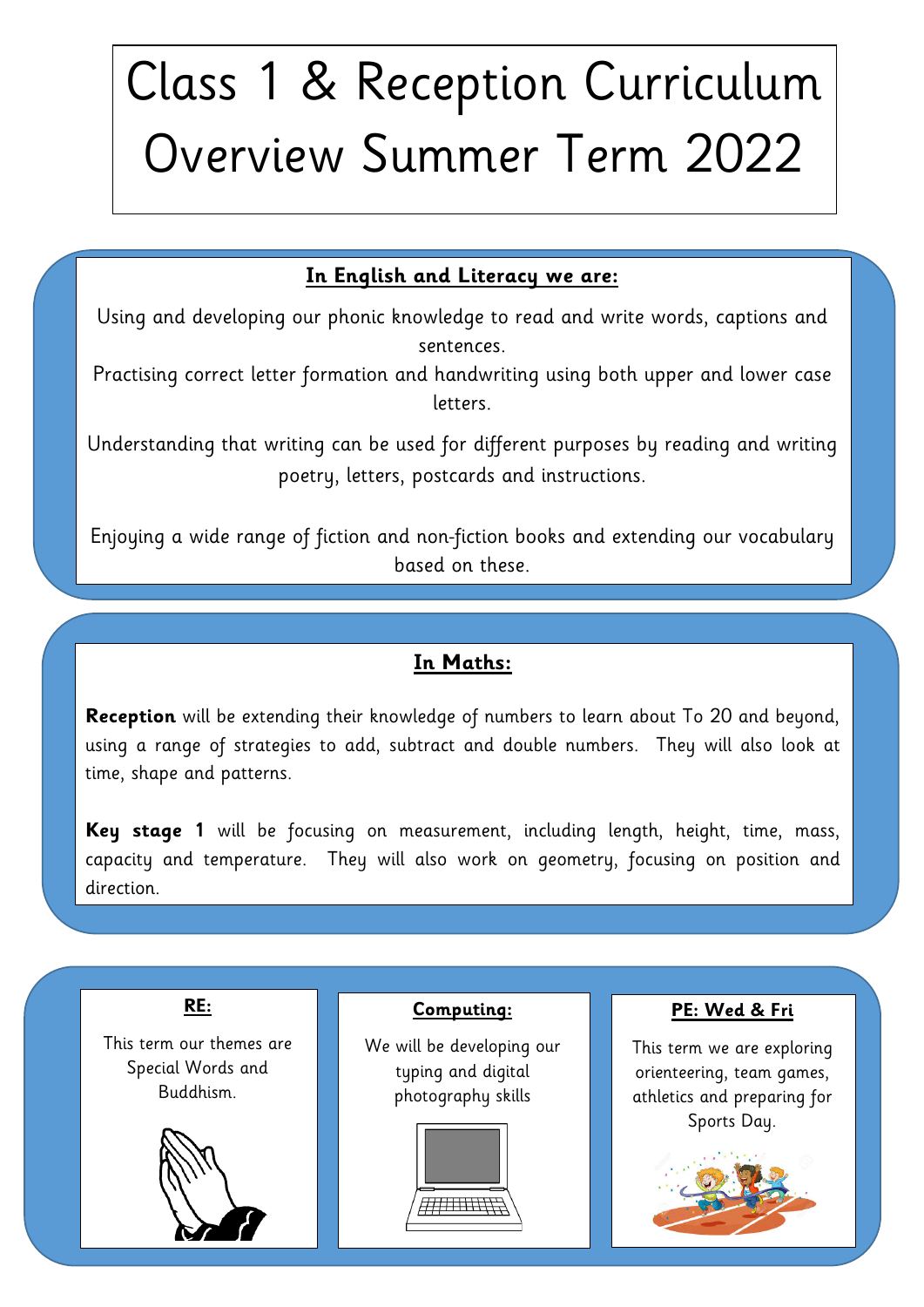# Class 1 & Reception Curriculum Overview Summer Term 2022

## In English and Literacy we are:

Using and developing our phonic knowledge to read and write words, captions and sentences.

Practising correct letter formation and handwriting using both upper and lower case letters.

Understanding that writing can be used for different purposes by reading and writing poetry, letters, postcards and instructions.

Enjoying a wide range of fiction and non-fiction books and extending our vocabulary based on these.

## In Maths:

**Reception** will be extending their knowledge of numbers to learn about To 20 and beyond, using a range of strategies to add, subtract and double numbers. They will also look at time, shape and patterns.

**Key stage 1** will be focusing on measurement, including length, height, time, mass, capacity and temperature. They will also work on geometry, focusing on position and direction.

### RE:

This term our themes are Special Words and Buddhism.

### Computing:

We will be developing our typing and digital photography skills

### PE: Wed & Fri

This term we are exploring orienteering, team games, athletics and preparing for Sports Day.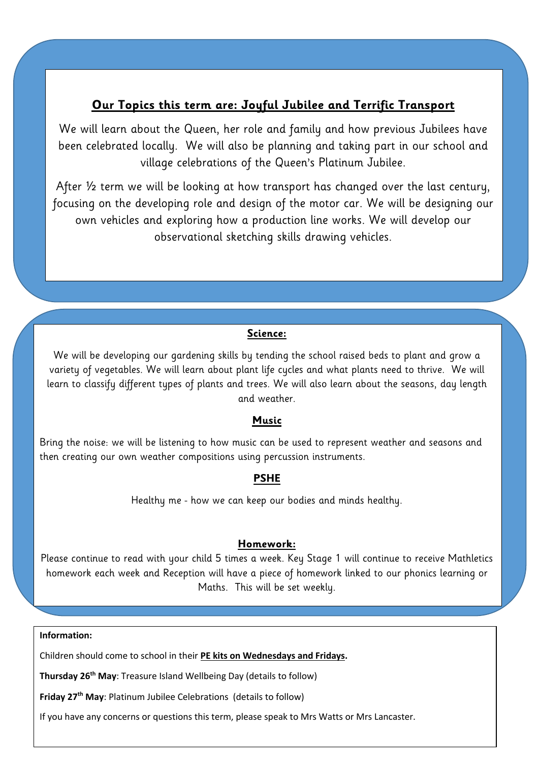## Our Topics this term are: Joyful Jubilee and Terrific Transport

We will learn about the Queen, her role and family and how previous Jubilees have been celebrated locally. We will also be planning and taking part in our school and village celebrations of the Queen's Platinum Jubilee.

After ½ term we will be looking at how transport has changed over the last century, focusing on the developing role and design of the motor car. We will be designing our own vehicles and exploring how a production line works. We will develop our observational sketching skills drawing vehicles.

### Science:

We will be developing our gardening skills by tending the school raised beds to plant and grow a variety of vegetables. We will learn about plant life cycles and what plants need to thrive. We will learn to classify different types of plants and trees. We will also learn about the seasons, day length and weather.

### Music

Bring the noise: we will be listening to how music can be used to represent weather and seasons and then creating our own weather compositions using percussion instruments.

### PSHE

Healthy me - how we can keep our bodies and minds healthy.

### Homework:

Please continue to read with your child 5 times a week. Key Stage 1 will continue to receive Mathletics homework each week and Reception will have a piece of homework linked to our phonics learning or Maths. This will be set weekly.

**Information:**

Children should come to school in their **PE kits on Wednesdays and Fridays.**

**Thursday 26th May**: Treasure Island Wellbeing Day (details to follow)

**Friday 27th May**: Platinum Jubilee Celebrations (details to follow)

If you have any concerns or questions this term, please speak to Mrs Watts or Mrs Lancaster.